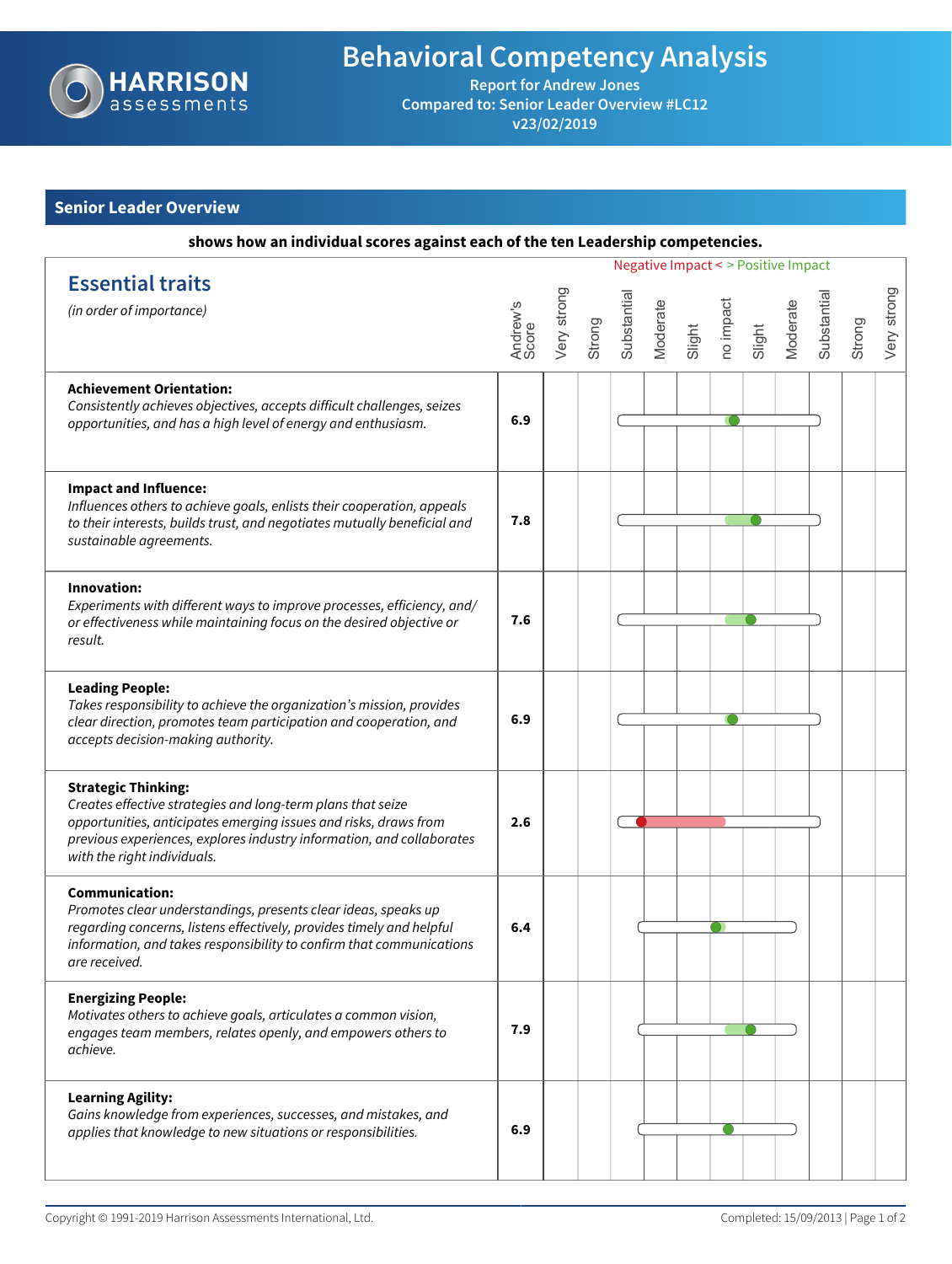# Behavioral Competency Analysis

**Report for Andrew Jones**
**Compared to: Senior Leader Overview #LC12**
**v23/02/2019**

## Senior Leader Overview

**shows how an individual scores against each of the ten Leadership competencies.**

Negative Impact < > Positive Impact

| Essential traits *(in order of importance)* | Andrew's Score |
|---|---|
| **Achievement Orientation:** *Consistently achieves objectives, accepts difficult challenges, seizes opportunities, and has a high level of energy and enthusiasm.* | 6.9 |
| **Impact and Influence:** *Influences others to achieve goals, enlists their cooperation, appeals to their interests, builds trust, and negotiates mutually beneficial and sustainable agreements.* | 7.8 |
| **Innovation:** *Experiments with different ways to improve processes, efficiency, and/or effectiveness while maintaining focus on the desired objective or result.* | 7.6 |
| **Leading People:** *Takes responsibility to achieve the organization's mission, provides clear direction, promotes team participation and cooperation, and accepts decision-making authority.* | 6.9 |
| **Strategic Thinking:** *Creates effective strategies and long-term plans that seize opportunities, anticipates emerging issues and risks, draws from previous experiences, explores industry information, and collaborates with the right individuals.* | 2.6 |
| **Communication:** *Promotes clear understandings, presents clear ideas, speaks up regarding concerns, listens effectively, provides timely and helpful information, and takes responsibility to confirm that communications are received.* | 6.4 |
| **Energizing People:** *Motivates others to achieve goals, articulates a common vision, engages team members, relates openly, and empowers others to achieve.* | 7.9 |
| **Learning Agility:** *Gains knowledge from experiences, successes, and mistakes, and applies that knowledge to new situations or responsibilities.* | 6.9 |

Copyright © 1991-2019 Harrison Assessments International, Ltd.

Completed: 15/09/2013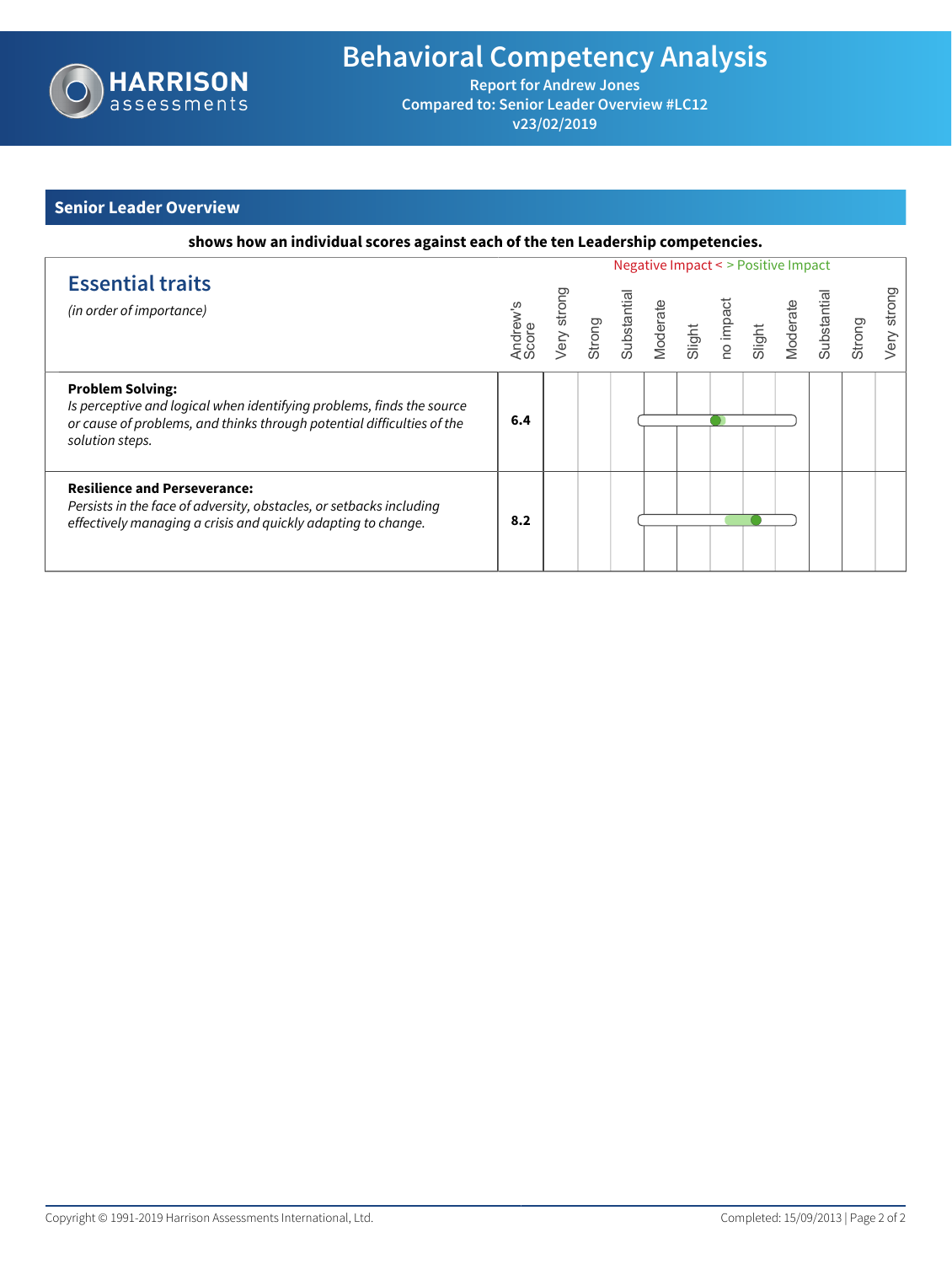# Behavioral Competency Analysis

**Report for Andrew Jones**
**Compared to: Senior Leader Overview #LC12**
**v23/02/2019**

## Senior Leader Overview

**shows how an individual scores against each of the ten Leadership competencies.**

### Essential traits

*(in order of importance)*

Negative Impact < > Positive Impact

| | Andrew's Score | Very strong | Strong | Substantial | Moderate | Slight | no impact | Slight | Moderate | Substantial | Strong | Very strong |
|---|---|---|---|---|---|---|---|---|---|---|---|---|
| **Problem Solving:** *Is perceptive and logical when identifying problems, finds the source or cause of problems, and thinks through potential difficulties of the solution steps.* | **6.4** | | | | | | | | | | | |
| **Resilience and Perseverance:** *Persists in the face of adversity, obstacles, or setbacks including effectively managing a crisis and quickly adapting to change.* | **8.2** | | | | | | | | | | | |

Copyright © 1991-2019 Harrison Assessments International, Ltd.

Completed: 15/09/2013